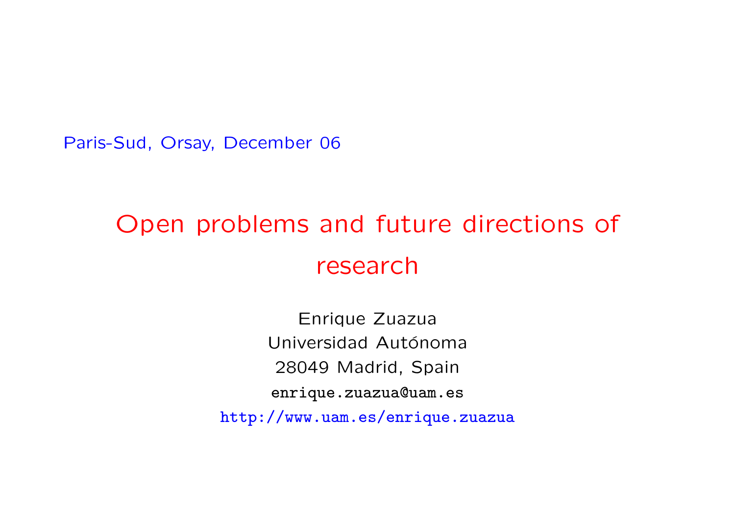Paris-Sud, Orsay, December 06

# Open problems and future directions of research

Enrique Zuazua
Universidad Autónoma
28049 Madrid, Spain
enrique.zuazua@uam.es
http://www.uam.es/enrique.zuazua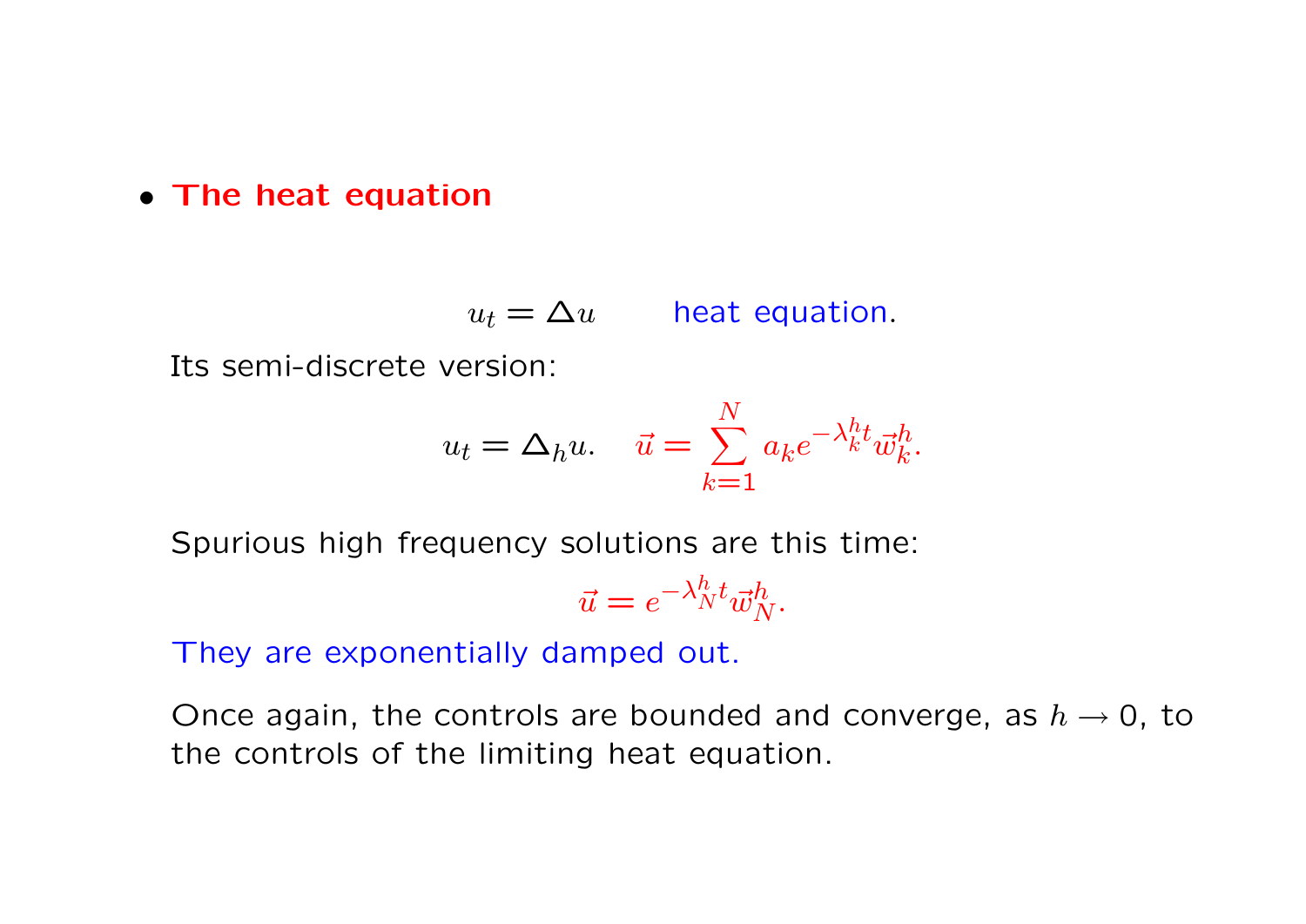- **The heat equation**

$$u_t = \Delta u \qquad \text{heat equation.}$$

Its semi-discrete version:

$$u_t = \Delta_h u. \quad \vec{u} = \sum_{k=1}^{N} a_k e^{-\lambda_k^h t} \vec{w}_k^h.$$

Spurious high frequency solutions are this time:

$$\vec{u} = e^{-\lambda_N^h t} \vec{w}_N^h.$$

They are exponentially damped out.

Once again, the controls are bounded and converge, as $h \to 0$, to the controls of the limiting heat equation.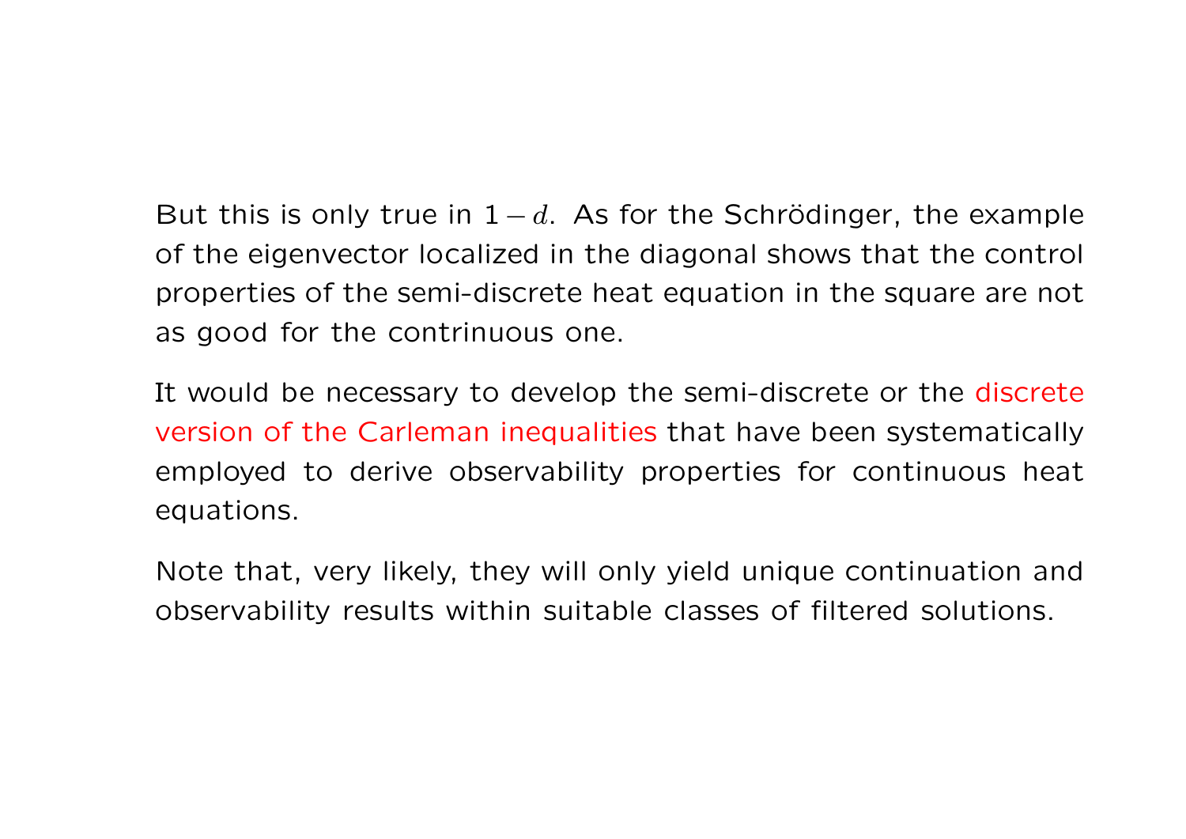But this is only true in $1-d$. As for the Schrödinger, the example of the eigenvector localized in the diagonal shows that the control properties of the semi-discrete heat equation in the square are not as good for the contrinuous one.

It would be necessary to develop the semi-discrete or the discrete version of the Carleman inequalities that have been systematically employed to derive observability properties for continuous heat equations.

Note that, very likely, they will only yield unique continuation and observability results within suitable classes of filtered solutions.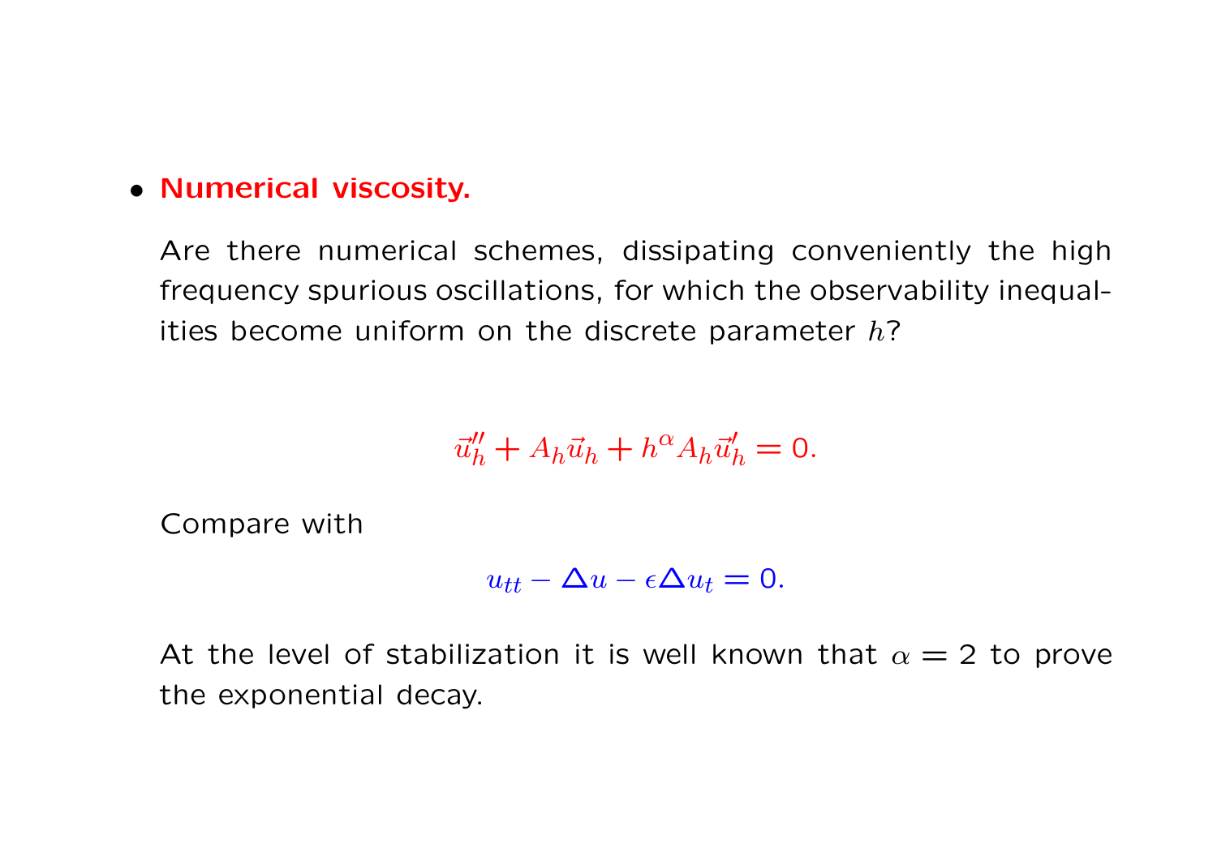- **Numerical viscosity.**

  Are there numerical schemes, dissipating conveniently the high frequency spurious oscillations, for which the observability inequalities become uniform on the discrete parameter $h$?

$$\vec{u}_h'' + A_h \vec{u}_h + h^{\alpha} A_h \vec{u}_h' = 0.$$

  Compare with

$$u_{tt} - \Delta u - \epsilon \Delta u_t = 0.$$

  At the level of stabilization it is well known that $\alpha = 2$ to prove the exponential decay.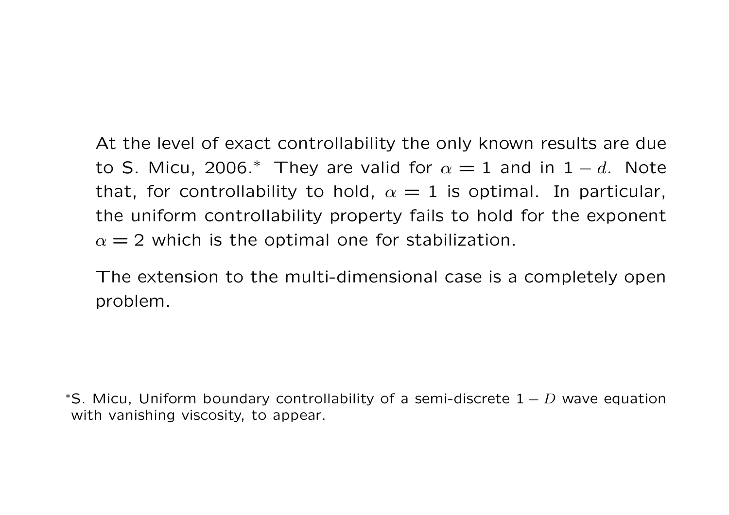At the level of exact controllability the only known results are due to S. Micu, 2006.[*] They are valid for $\alpha = 1$ and in $1-d$. Note that, for controllability to hold, $\alpha = 1$ is optimal. In particular, the uniform controllability property fails to hold for the exponent $\alpha = 2$ which is the optimal one for stabilization.

The extension to the multi-dimensional case is a completely open problem.

[*] S. Micu, Uniform boundary controllability of a semi-discrete $1-D$ wave equation with vanishing viscosity, to appear.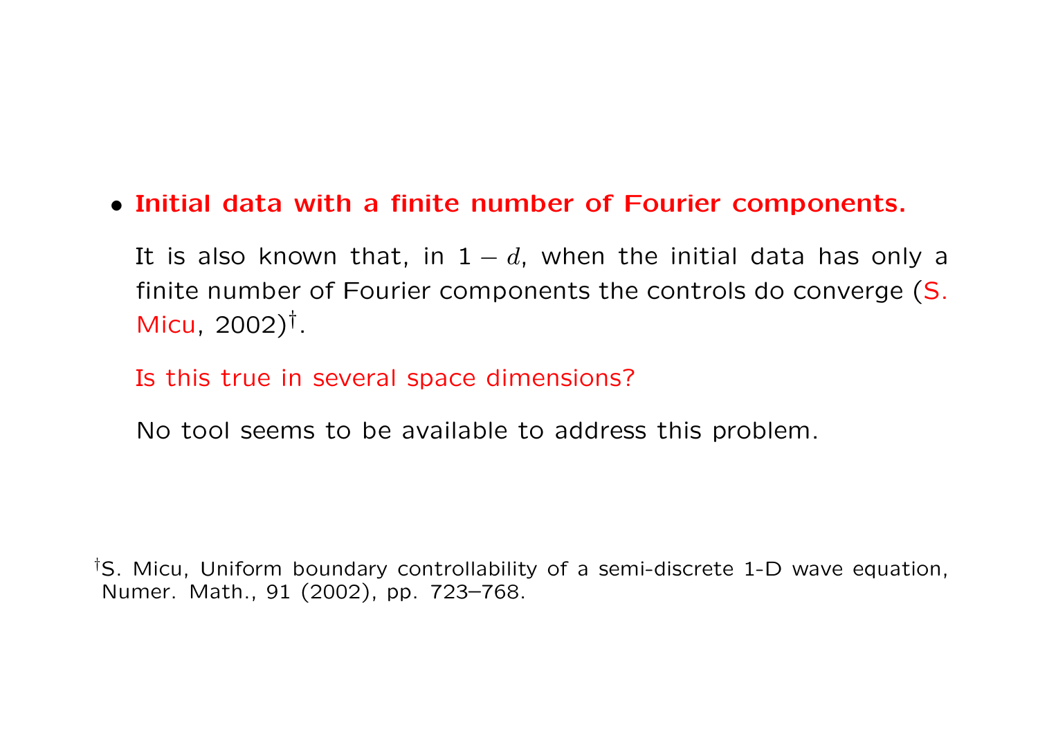- **Initial data with a finite number of Fourier components.**

  It is also known that, in $1-d$, when the initial data has only a finite number of Fourier components the controls do converge (S. Micu, 2002)[†].

  Is this true in several space dimensions?

  No tool seems to be available to address this problem.

[†] S. Micu, Uniform boundary controllability of a semi-discrete 1-D wave equation, Numer. Math., 91 (2002), pp. 723–768.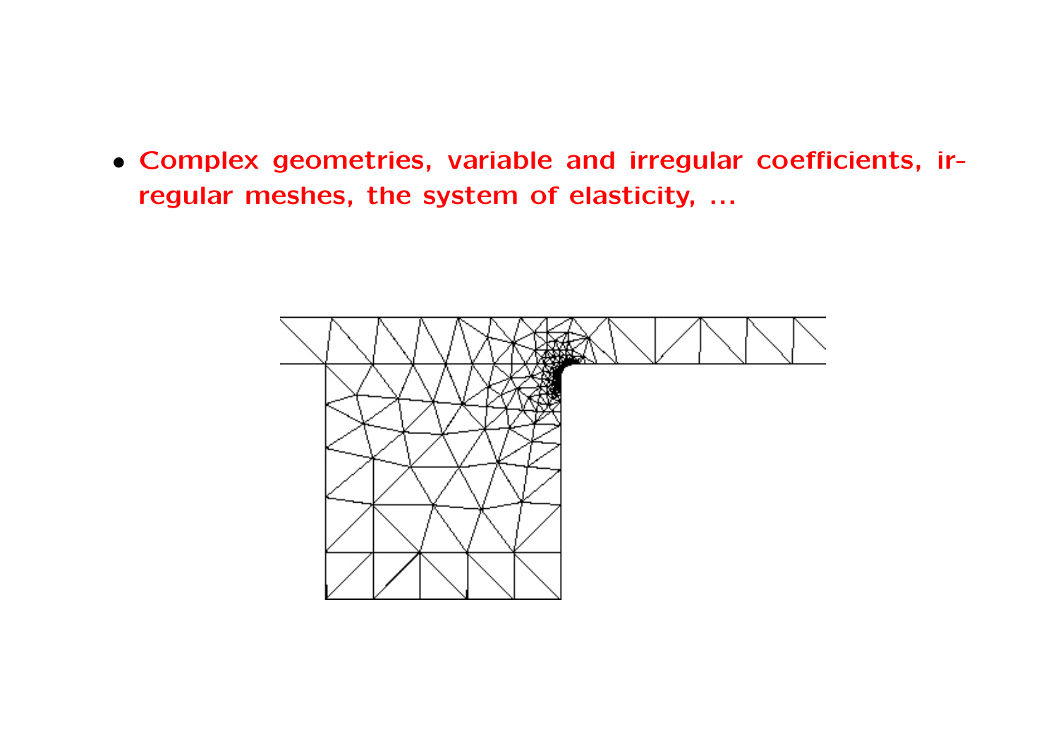- **Complex geometries, variable and irregular coefficients, irregular meshes, the system of elasticity, ...**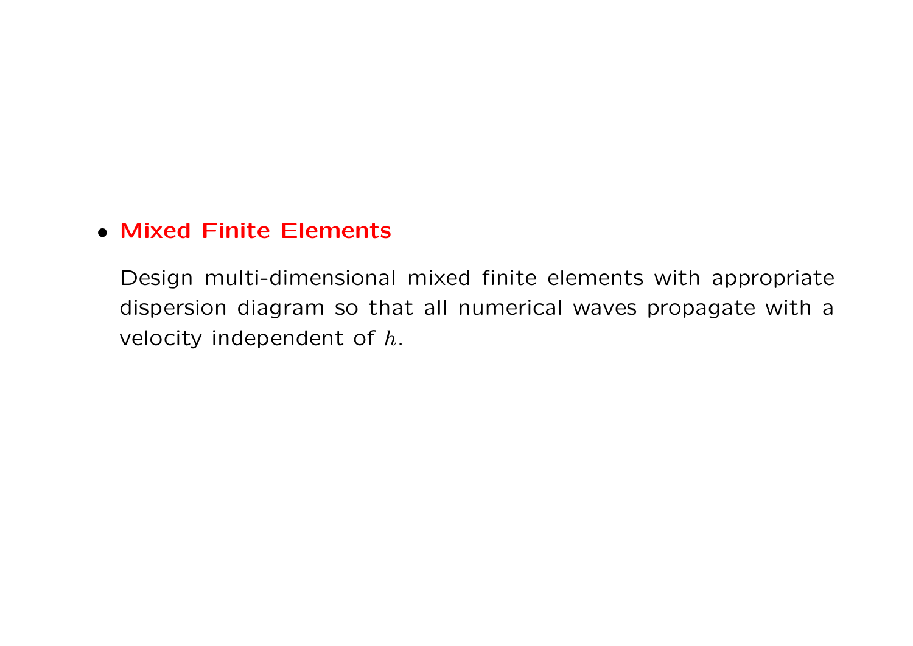- **Mixed Finite Elements**

  Design multi-dimensional mixed finite elements with appropriate dispersion diagram so that all numerical waves propagate with a velocity independent of $h$.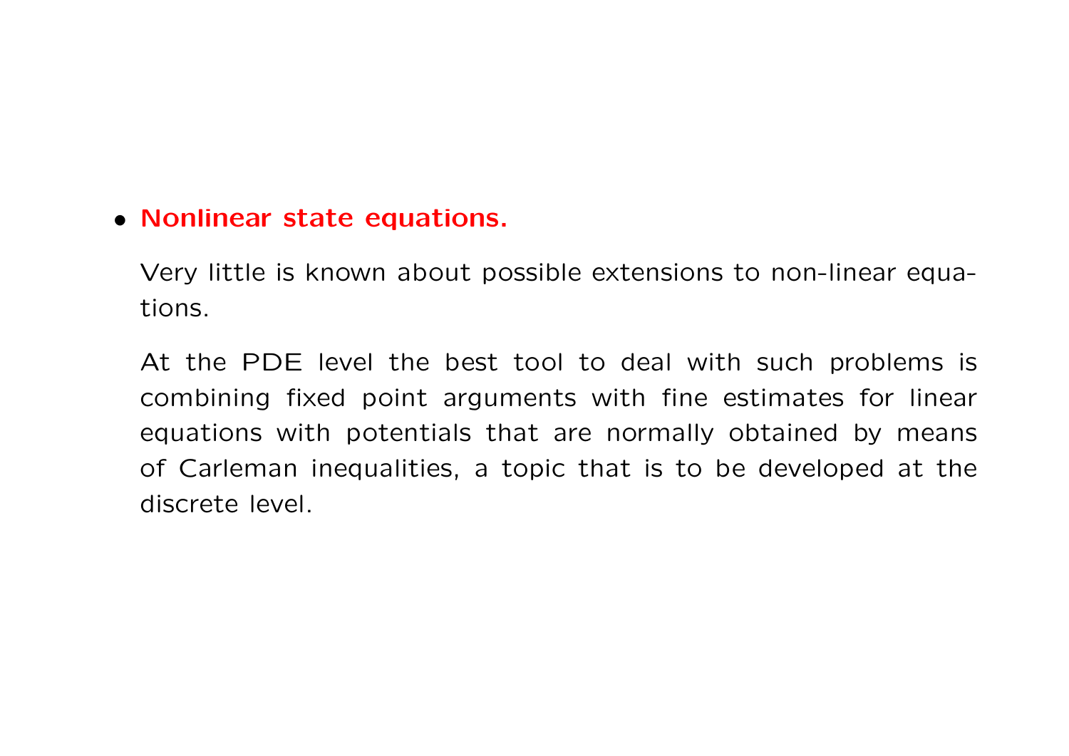- **Nonlinear state equations.**

  Very little is known about possible extensions to non-linear equations.

  At the PDE level the best tool to deal with such problems is combining fixed point arguments with fine estimates for linear equations with potentials that are normally obtained by means of Carleman inequalities, a topic that is to be developed at the discrete level.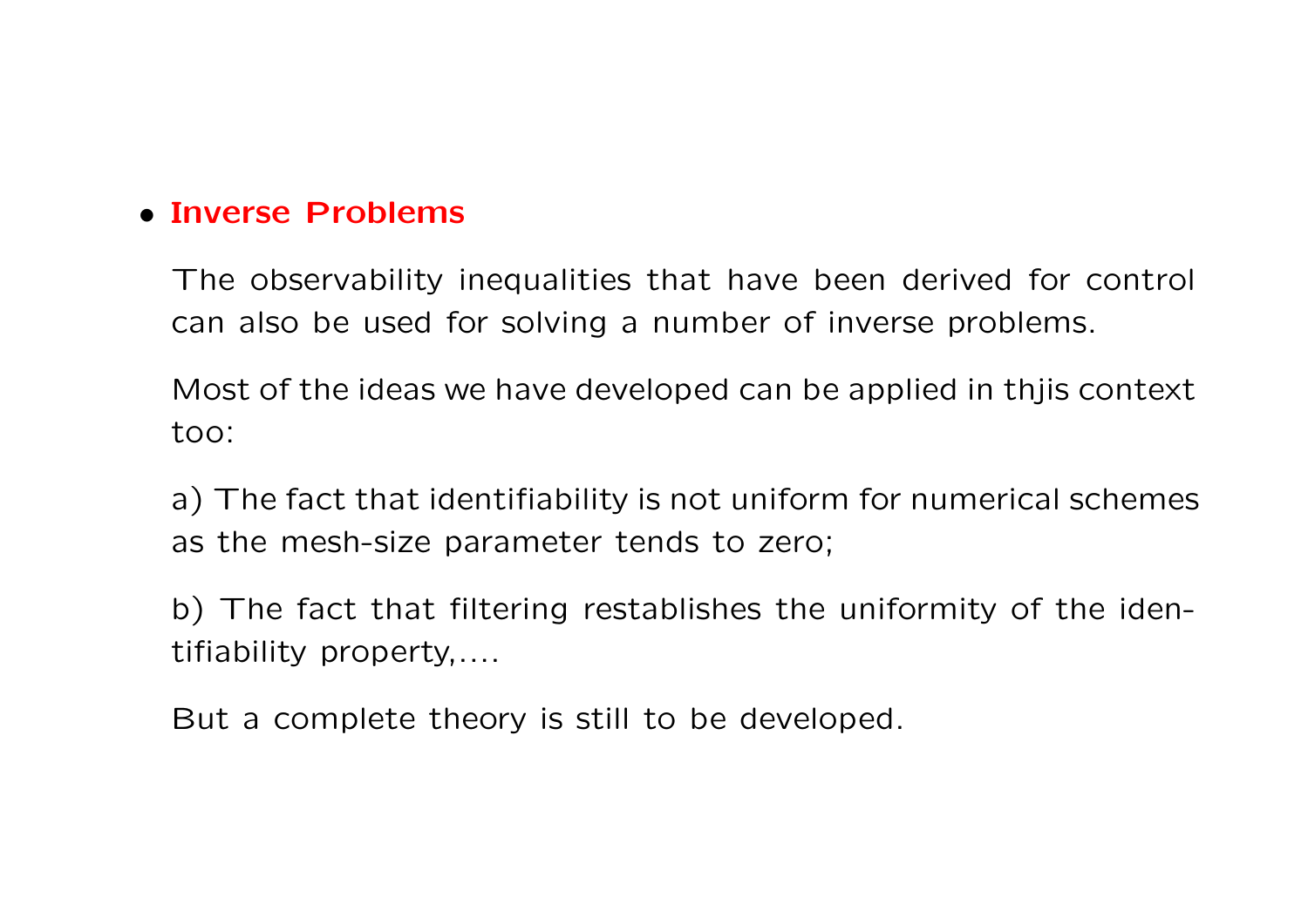- **Inverse Problems**

  The observability inequalities that have been derived for control can also be used for solving a number of inverse problems.

  Most of the ideas we have developed can be applied in thjis context too:

  a) The fact that identifiability is not uniform for numerical schemes as the mesh-size parameter tends to zero;

  b) The fact that filtering restablishes the uniformity of the identifiability property,....

  But a complete theory is still to be developed.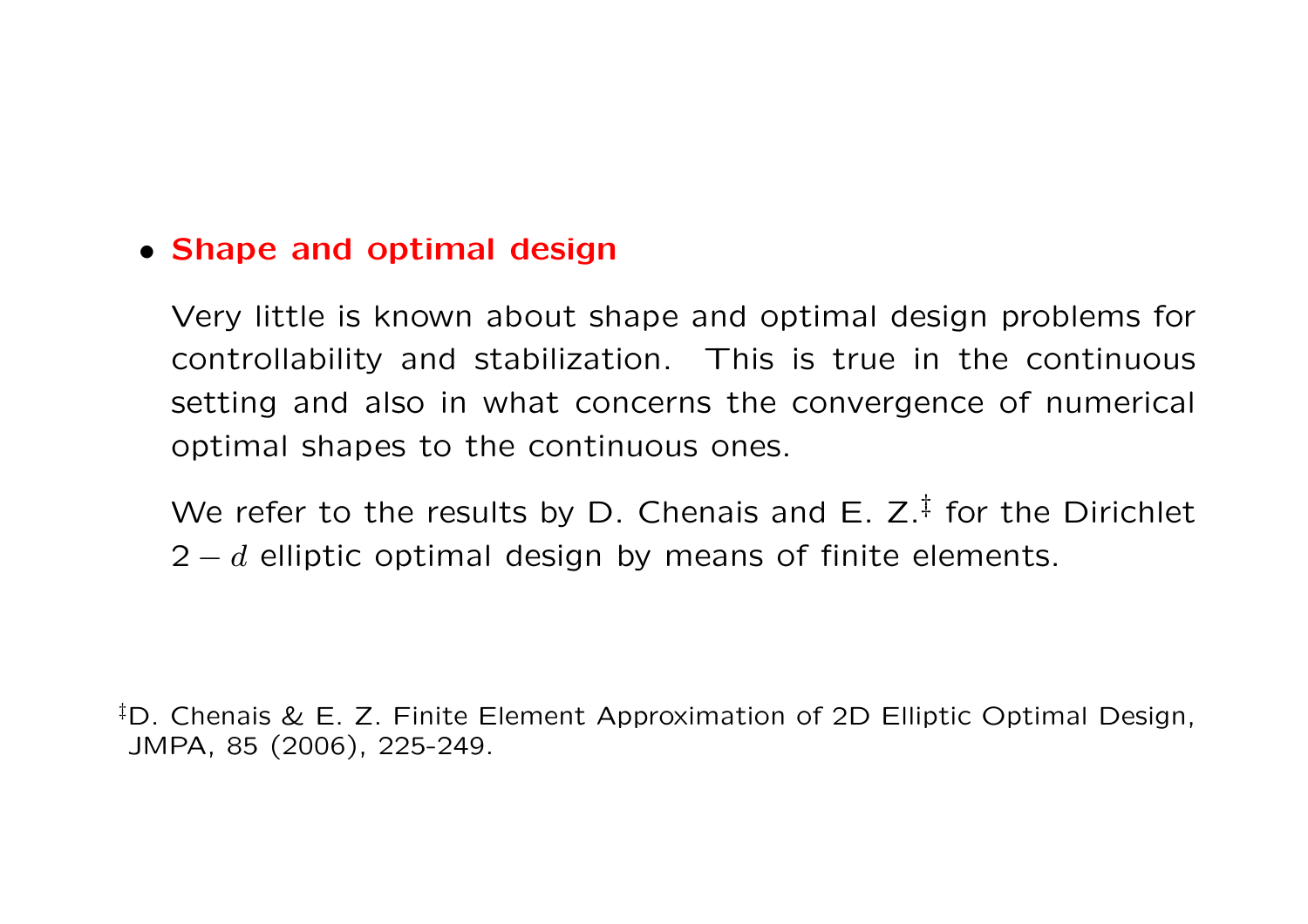- **Shape and optimal design**

  Very little is known about shape and optimal design problems for controllability and stabilization. This is true in the continuous setting and also in what concerns the convergence of numerical optimal shapes to the continuous ones.

  We refer to the results by D. Chenais and E. Z.[‡] for the Dirichlet $2-d$ elliptic optimal design by means of finite elements.

[‡] D. Chenais & E. Z. Finite Element Approximation of 2D Elliptic Optimal Design, JMPA, 85 (2006), 225-249.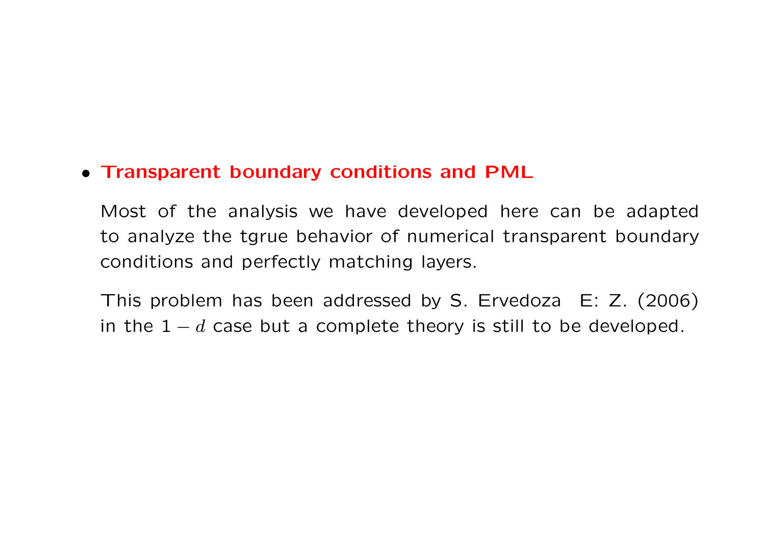- **Transparent boundary conditions and PML**

  Most of the analysis we have developed here can be adapted to analyze the tgrue behavior of numerical transparent boundary conditions and perfectly matching layers.

  This problem has been addressed by S. Ervedoza E: Z. (2006) in the $1-d$ case but a complete theory is still to be developed.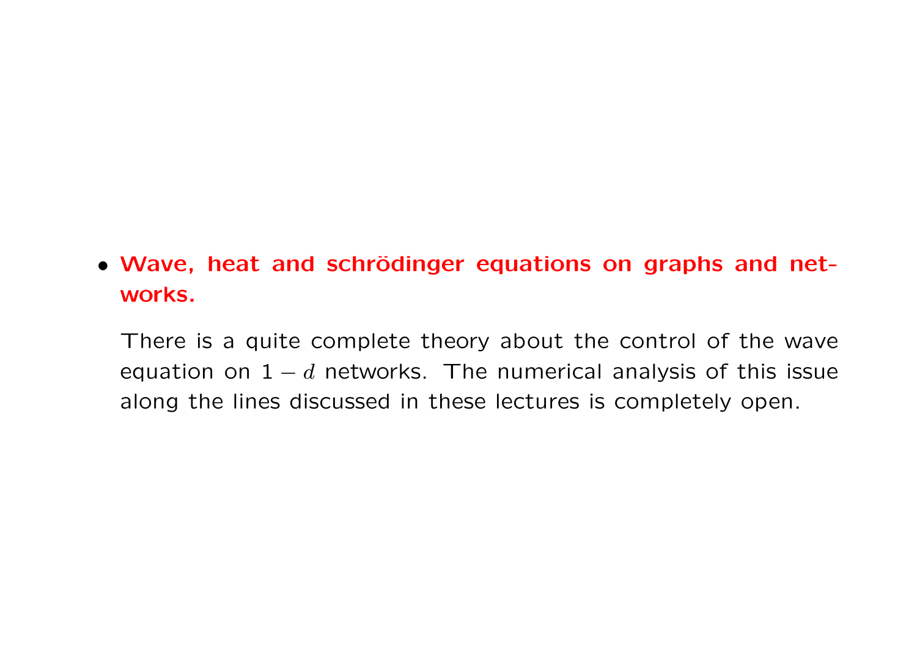- **Wave, heat and schrödinger equations on graphs and networks.**

  There is a quite complete theory about the control of the wave equation on $1-d$ networks. The numerical analysis of this issue along the lines discussed in these lectures is completely open.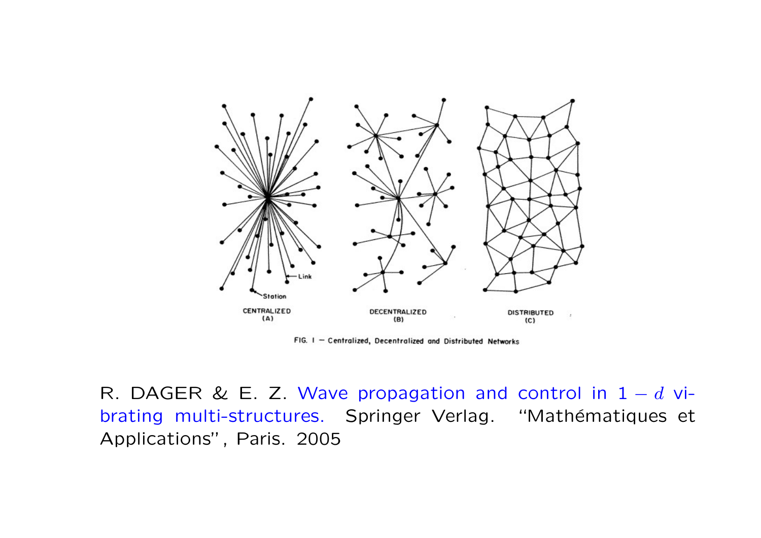FIG. 1 — Centralized, Decentralized and Distributed Networks

R. DAGER & E. Z. Wave propagation and control in $1-d$ vibrating multi-structures. Springer Verlag. "Mathématiques et Applications", Paris. 2005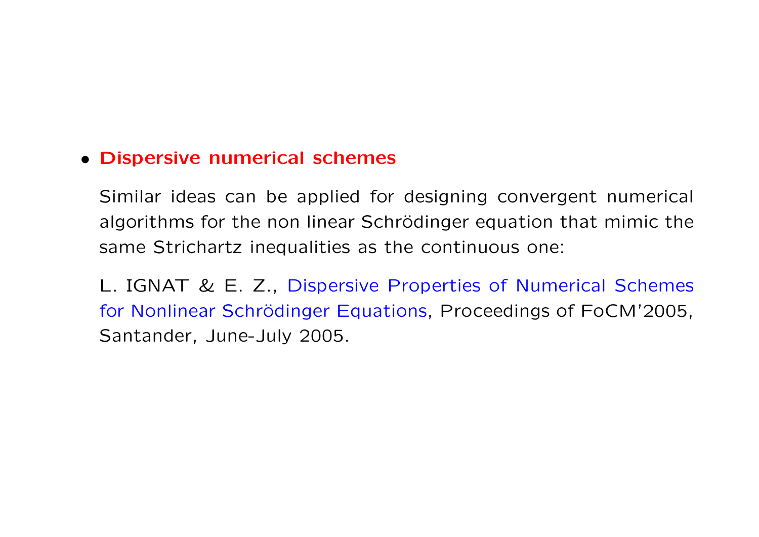- **Dispersive numerical schemes**

  Similar ideas can be applied for designing convergent numerical algorithms for the non linear Schrödinger equation that mimic the same Strichartz inequalities as the continuous one:

  L. IGNAT & E. Z., Dispersive Properties of Numerical Schemes for Nonlinear Schrödinger Equations, Proceedings of FoCM'2005, Santander, June-July 2005.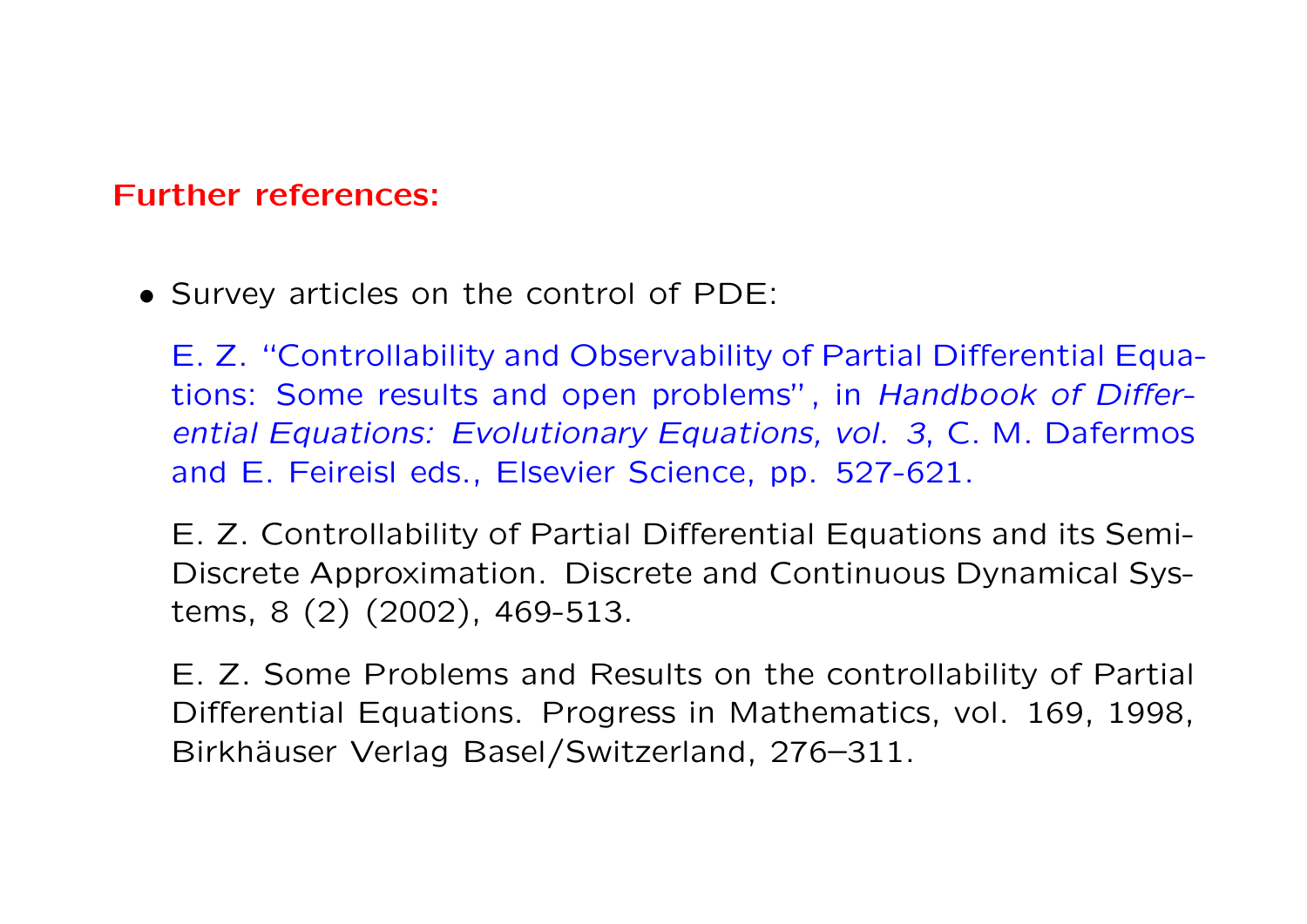**Further references:**

- Survey articles on the control of PDE:

  E. Z. "Controllability and Observability of Partial Differential Equations: Some results and open problems", in *Handbook of Differential Equations: Evolutionary Equations, vol. 3*, C. M. Dafermos and E. Feireisl eds., Elsevier Science, pp. 527-621.

  E. Z. Controllability of Partial Differential Equations and its Semi-Discrete Approximation. Discrete and Continuous Dynamical Systems, 8 (2) (2002), 469-513.

  E. Z. Some Problems and Results on the controllability of Partial Differential Equations. Progress in Mathematics, vol. 169, 1998, Birkhäuser Verlag Basel/Switzerland, 276–311.